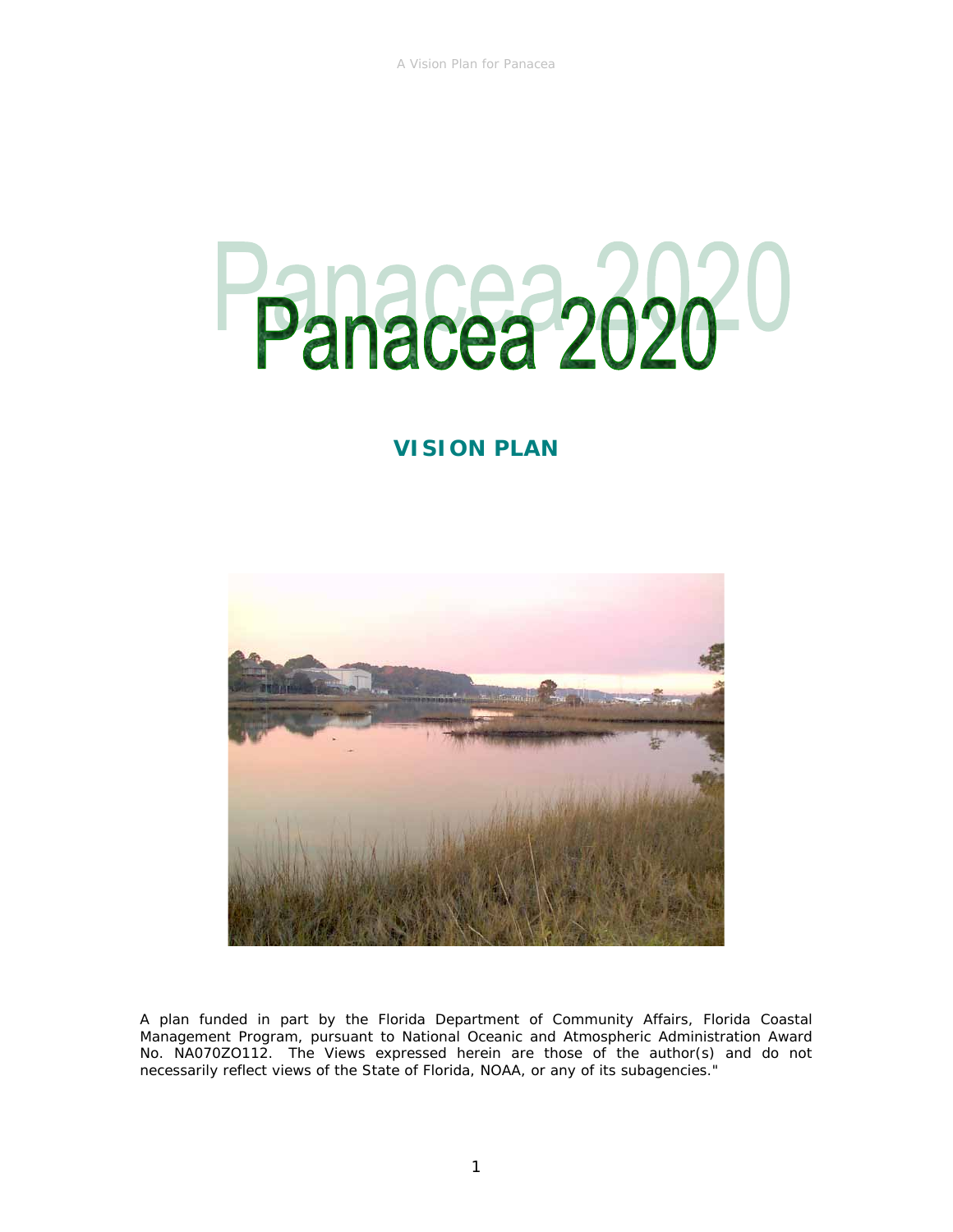# Panacea 2020

## VISION PLAN

A plan funded in part by the Florida Department of Community Affairs, Florida Coastal Management Program, pursuant to National Oceanic and Atmospheric Administration Award No. NA070ZO112. The Views expressed herein are those of the author(s) and do not necessarily reflect views of the State of Florida, NOAA, or any of its subagencies."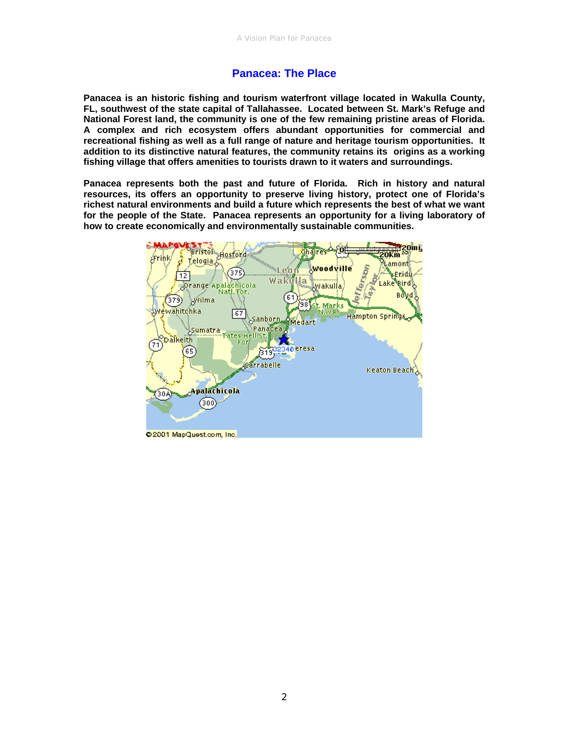# Panacea: The Place

**Panacea is an historic fishing and tourism waterfront village located in Wakulla County, FL, southwest of the state capital of Tallahassee. Located between St. Mark's Refuge and National Forest land, the community is one of the few remaining pristine areas of Florida. A complex and rich ecosystem offers abundant opportunities for commercial and recreational fishing as well as a full range of nature and heritage tourism opportunities. It addition to its distinctive natural features, the community retains its origins as a working fishing village that offers amenities to tourists drawn to it waters and surroundings.**

**Panacea represents both the past and future of Florida. Rich in history and natural resources, its offers an opportunity to preserve living history, protect one of Florida's richest natural environments and build a future which represents the best of what we want for the people of the State. Panacea represents an opportunity for a living laboratory of how to create economically and environmentally sustainable communities.**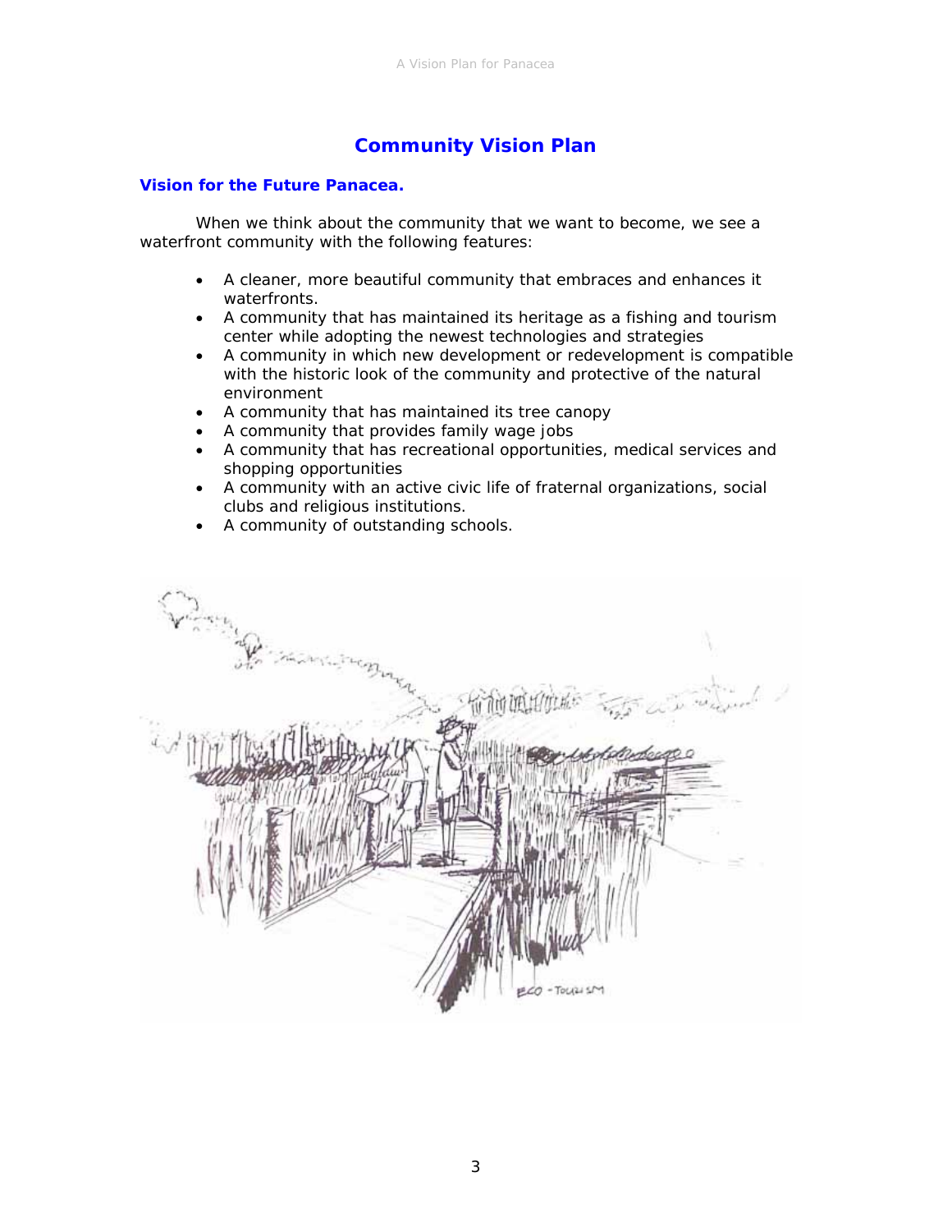# Community Vision Plan

## Vision for the Future Panacea.

When we think about the community that we want to become, we see a waterfront community with the following features:

- A cleaner, more beautiful community that embraces and enhances it waterfronts.
- A community that has maintained its heritage as a fishing and tourism center while adopting the newest technologies and strategies
- A community in which new development or redevelopment is compatible with the historic look of the community and protective of the natural environment
- A community that has maintained its tree canopy
- A community that provides family wage jobs
- A community that has recreational opportunities, medical services and shopping opportunities
- A community with an active civic life of fraternal organizations, social clubs and religious institutions.
- A community of outstanding schools.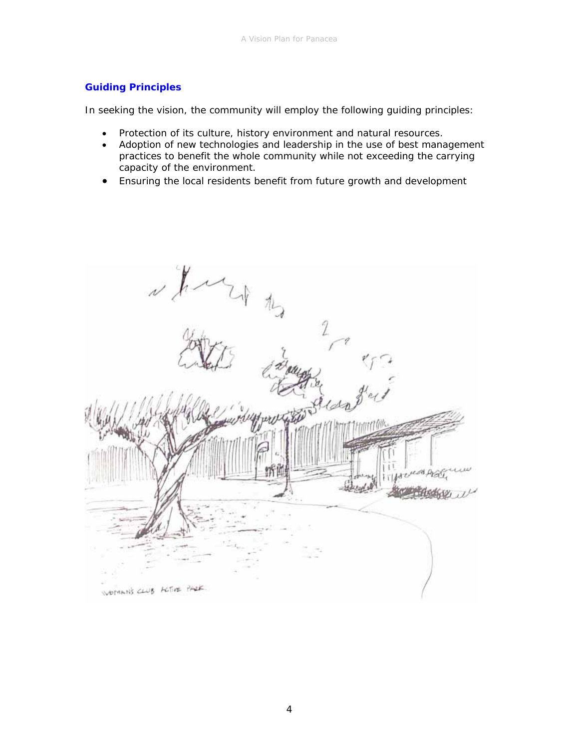## Guiding Principles

In seeking the vision, the community will employ the following guiding principles:

- Protection of its culture, history environment and natural resources.
- Adoption of new technologies and leadership in the use of best management practices to benefit the whole community while not exceeding the carrying capacity of the environment.
- Ensuring the local residents benefit from future growth and development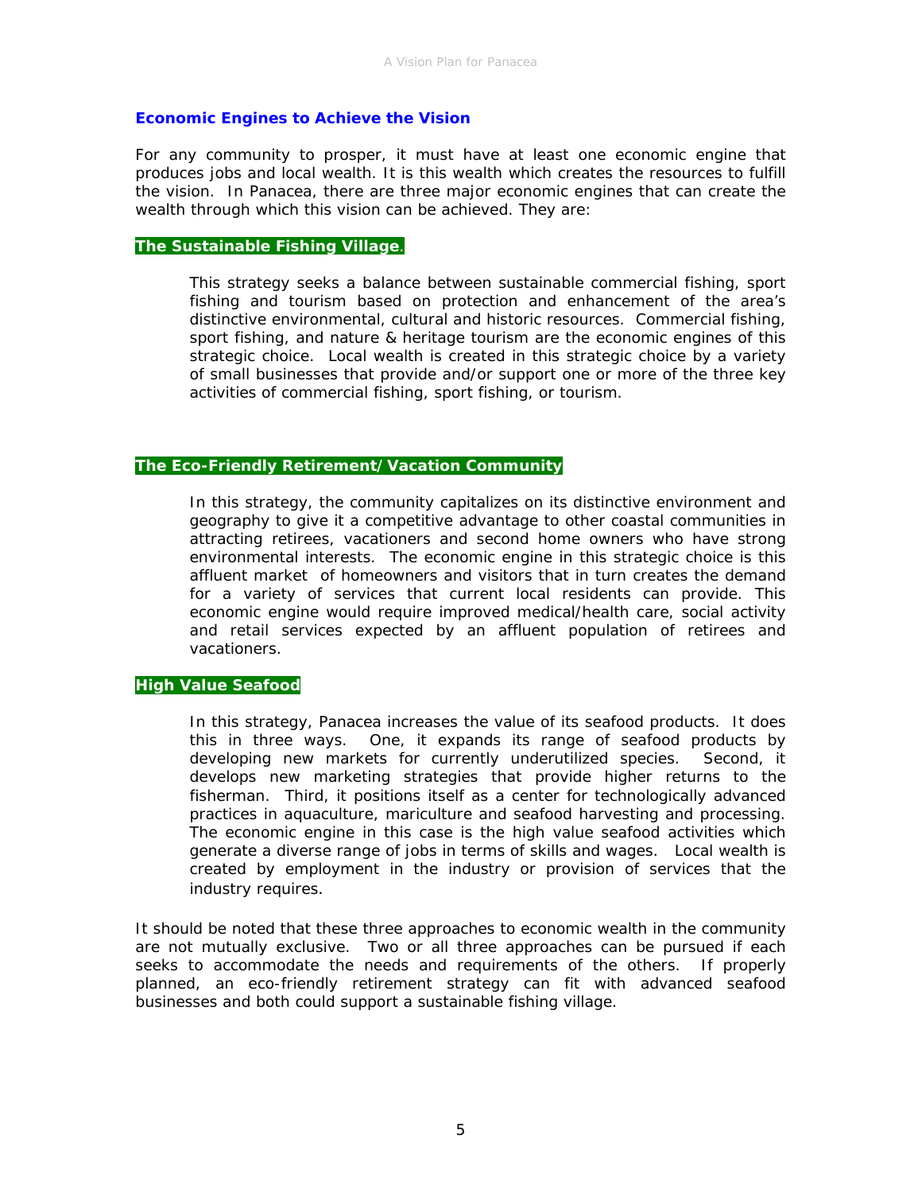## Economic Engines to Achieve the Vision

For any community to prosper, it must have at least one economic engine that produces jobs and local wealth. It is this wealth which creates the resources to fulfill the vision. In Panacea, there are three major economic engines that can create the wealth through which this vision can be achieved. They are:

### The Sustainable Fishing Village.

This strategy seeks a balance between sustainable commercial fishing, sport fishing and tourism based on protection and enhancement of the area's distinctive environmental, cultural and historic resources. Commercial fishing, sport fishing, and nature & heritage tourism are the economic engines of this strategic choice. Local wealth is created in this strategic choice by a variety of small businesses that provide and/or support one or more of the three key activities of commercial fishing, sport fishing, or tourism.

### The Eco-Friendly Retirement/Vacation Community

In this strategy, the community capitalizes on its distinctive environment and geography to give it a competitive advantage to other coastal communities in attracting retirees, vacationers and second home owners who have strong environmental interests. The economic engine in this strategic choice is this affluent market of homeowners and visitors that in turn creates the demand for a variety of services that current local residents can provide. This economic engine would require improved medical/health care, social activity and retail services expected by an affluent population of retirees and vacationers.

### High Value Seafood

In this strategy, Panacea increases the value of its seafood products. It does this in three ways. One, it expands its range of seafood products by developing new markets for currently underutilized species. Second, it develops new marketing strategies that provide higher returns to the fisherman. Third, it positions itself as a center for technologically advanced practices in aquaculture, mariculture and seafood harvesting and processing. The economic engine in this case is the high value seafood activities which generate a diverse range of jobs in terms of skills and wages. Local wealth is created by employment in the industry or provision of services that the industry requires.

It should be noted that these three approaches to economic wealth in the community are not mutually exclusive. Two or all three approaches can be pursued if each seeks to accommodate the needs and requirements of the others. If properly planned, an eco-friendly retirement strategy can fit with advanced seafood businesses and both could support a sustainable fishing village.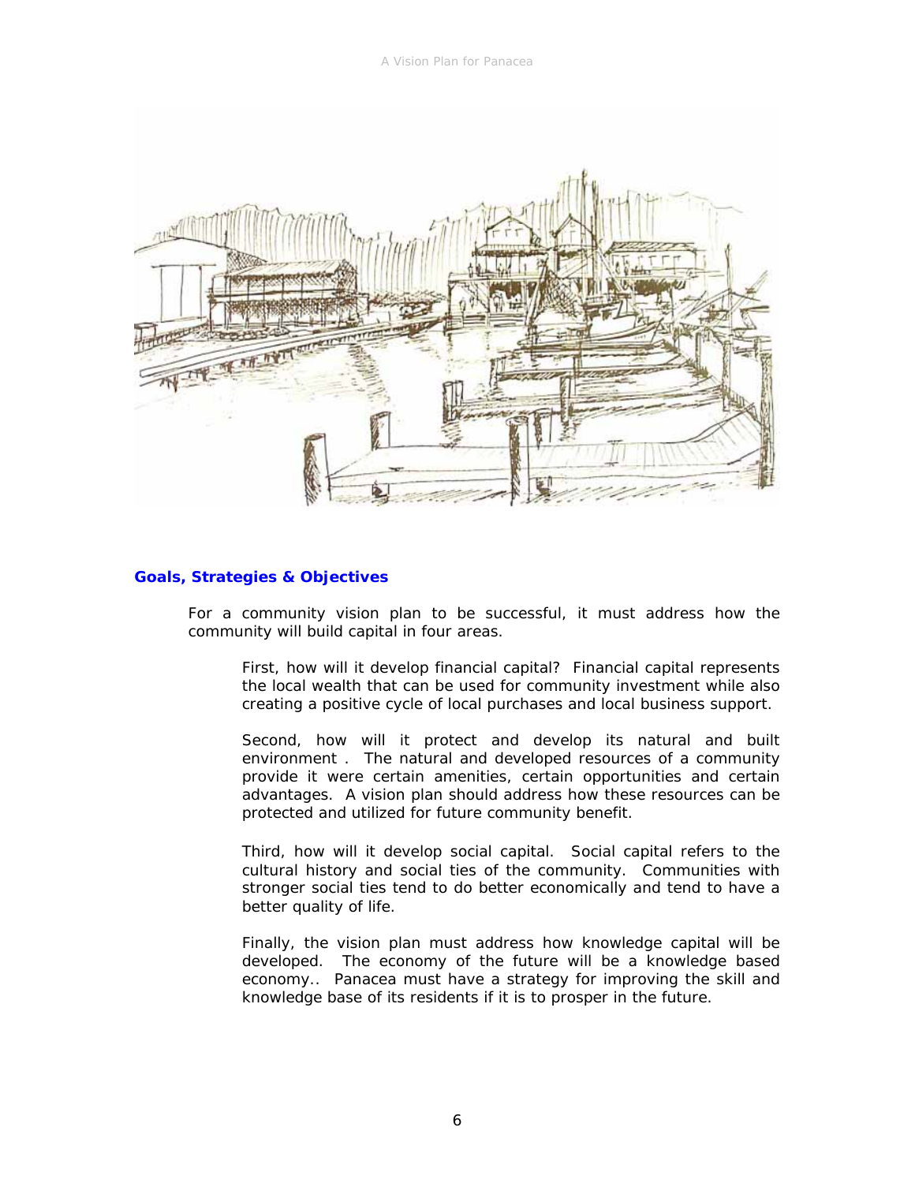## Goals, Strategies & Objectives

For a community vision plan to be successful, it must address how the community will build capital in four areas.

First, how will it develop financial capital? Financial capital represents the local wealth that can be used for community investment while also creating a positive cycle of local purchases and local business support.

Second, how will it protect and develop its natural and built environment . The natural and developed resources of a community provide it were certain amenities, certain opportunities and certain advantages. A vision plan should address how these resources can be protected and utilized for future community benefit.

Third, how will it develop social capital. Social capital refers to the cultural history and social ties of the community. Communities with stronger social ties tend to do better economically and tend to have a better quality of life.

Finally, the vision plan must address how knowledge capital will be developed. The economy of the future will be a knowledge based economy.. Panacea must have a strategy for improving the skill and knowledge base of its residents if it is to prosper in the future.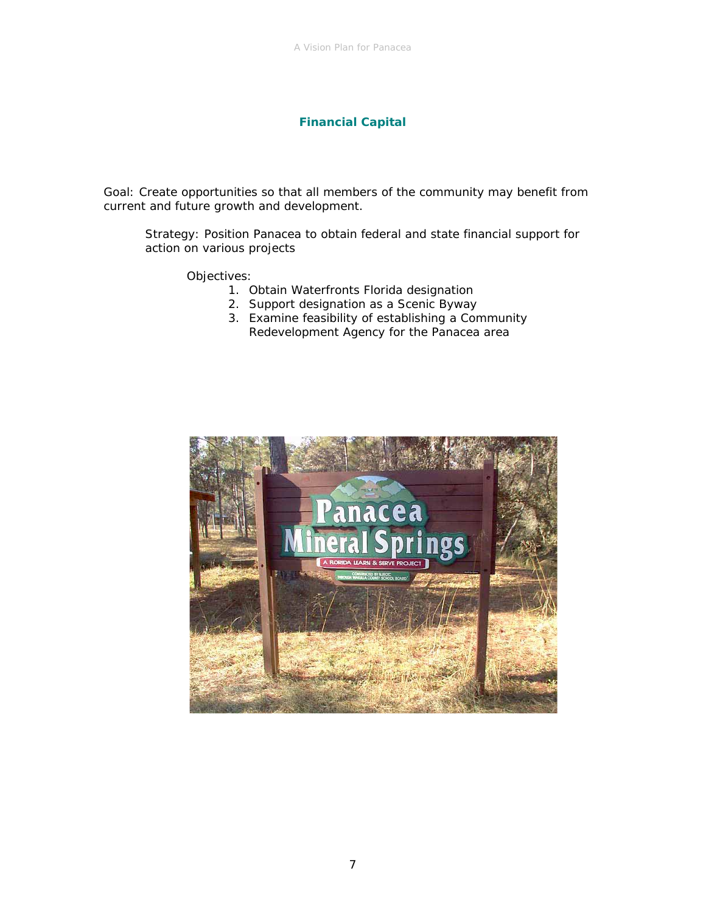## Financial Capital

Goal: Create opportunities so that all members of the community may benefit from current and future growth and development.

Strategy: Position Panacea to obtain federal and state financial support for action on various projects

Objectives:

1. Obtain Waterfronts Florida designation
2. Support designation as a Scenic Byway
3. Examine feasibility of establishing a Community Redevelopment Agency for the Panacea area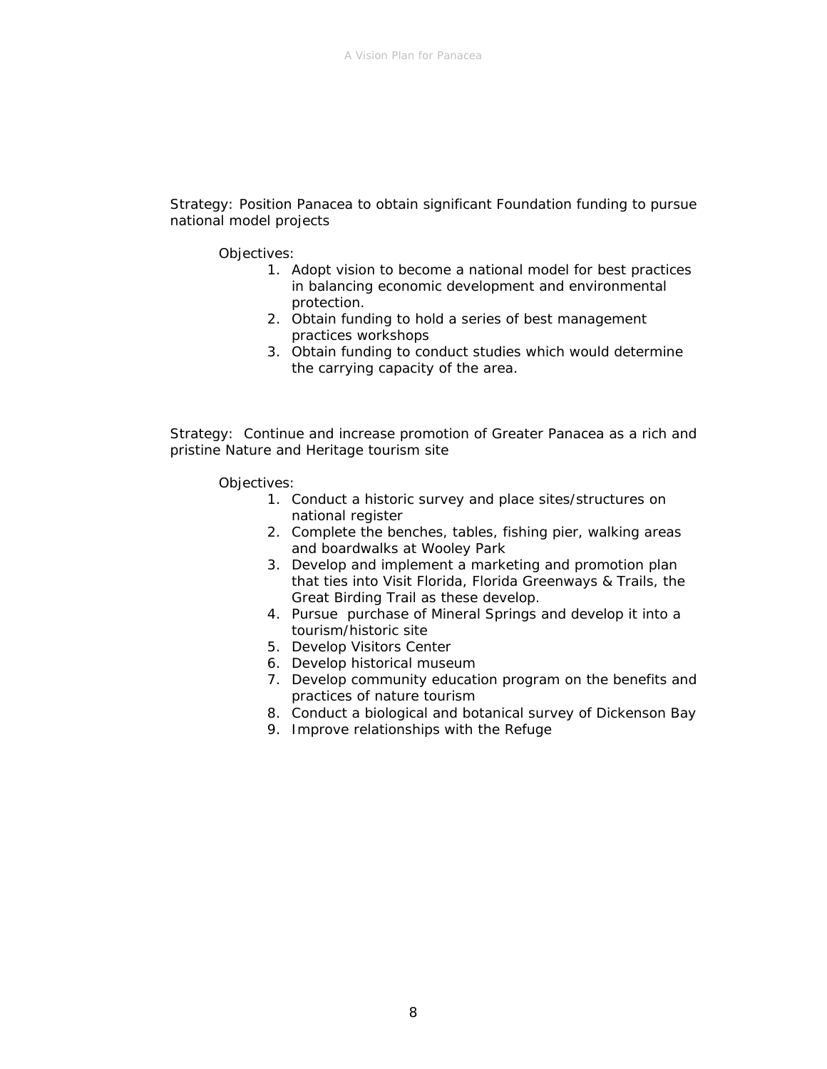Strategy: Position Panacea to obtain significant Foundation funding to pursue national model projects

Objectives:

1. Adopt vision to become a national model for best practices in balancing economic development and environmental protection.
2. Obtain funding to hold a series of best management practices workshops
3. Obtain funding to conduct studies which would determine the carrying capacity of the area.

Strategy: Continue and increase promotion of Greater Panacea as a rich and pristine Nature and Heritage tourism site

Objectives:

1. Conduct a historic survey and place sites/structures on national register
2. Complete the benches, tables, fishing pier, walking areas and boardwalks at Wooley Park
3. Develop and implement a marketing and promotion plan that ties into Visit Florida, Florida Greenways & Trails, the Great Birding Trail as these develop.
4. Pursue purchase of Mineral Springs and develop it into a tourism/historic site
5. Develop Visitors Center
6. Develop historical museum
7. Develop community education program on the benefits and practices of nature tourism
8. Conduct a biological and botanical survey of Dickenson Bay
9. Improve relationships with the Refuge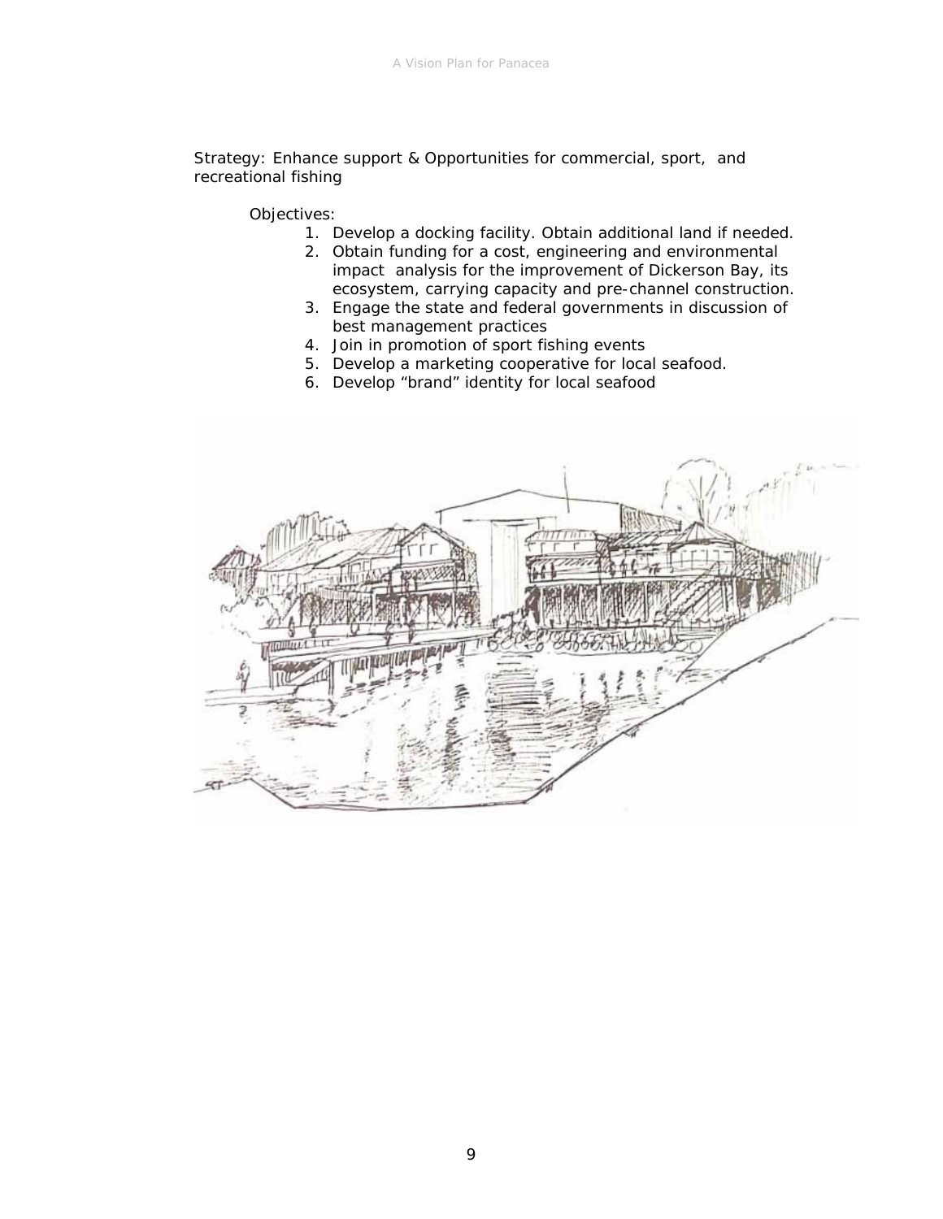Strategy: Enhance support & Opportunities for commercial, sport, and recreational fishing

Objectives:

1. Develop a docking facility. Obtain additional land if needed.
2. Obtain funding for a cost, engineering and environmental impact analysis for the improvement of Dickerson Bay, its ecosystem, carrying capacity and pre-channel construction.
3. Engage the state and federal governments in discussion of best management practices
4. Join in promotion of sport fishing events
5. Develop a marketing cooperative for local seafood.
6. Develop "brand" identity for local seafood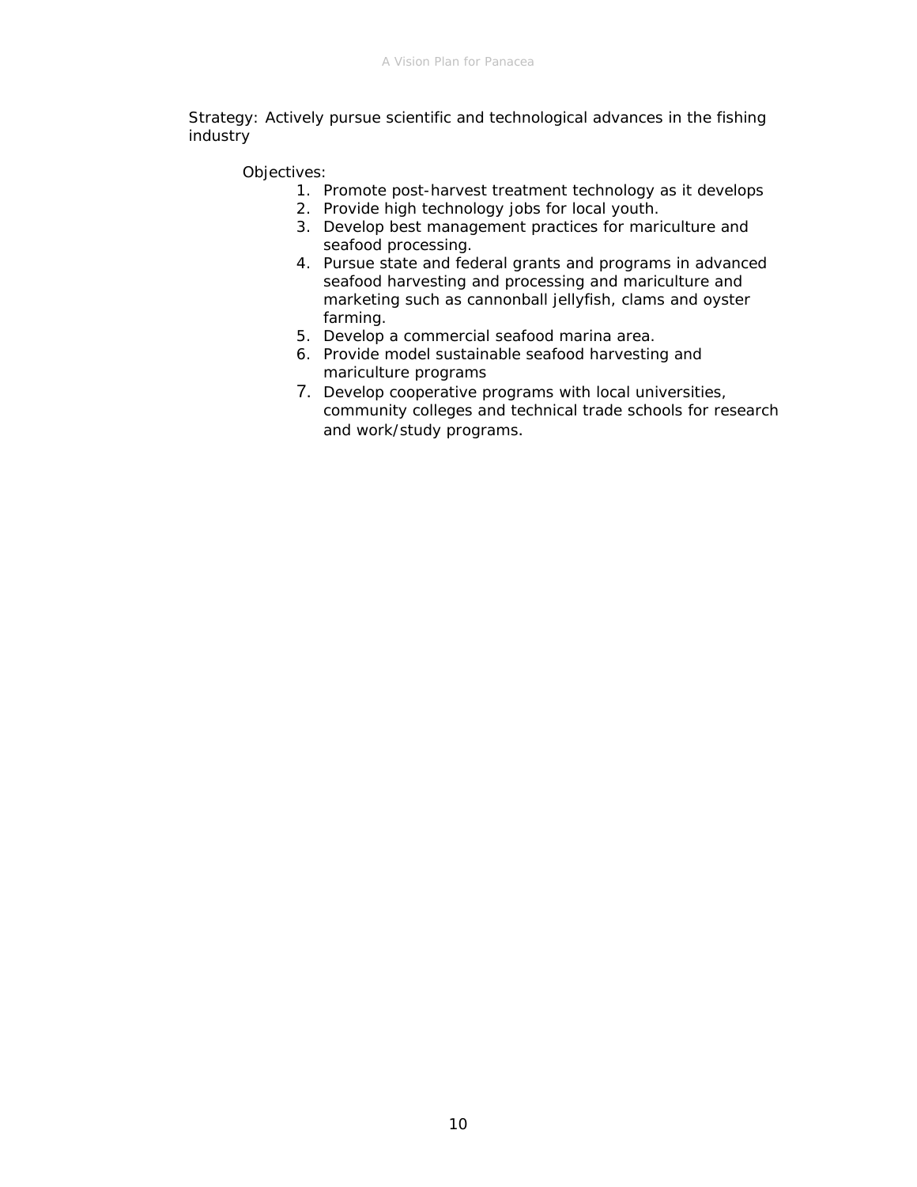Strategy: Actively pursue scientific and technological advances in the fishing industry

Objectives:

1. Promote post-harvest treatment technology as it develops
2. Provide high technology jobs for local youth.
3. Develop best management practices for mariculture and seafood processing.
4. Pursue state and federal grants and programs in advanced seafood harvesting and processing and mariculture and marketing such as cannonball jellyfish, clams and oyster farming.
5. Develop a commercial seafood marina area.
6. Provide model sustainable seafood harvesting and mariculture programs
7. Develop cooperative programs with local universities, community colleges and technical trade schools for research and work/study programs.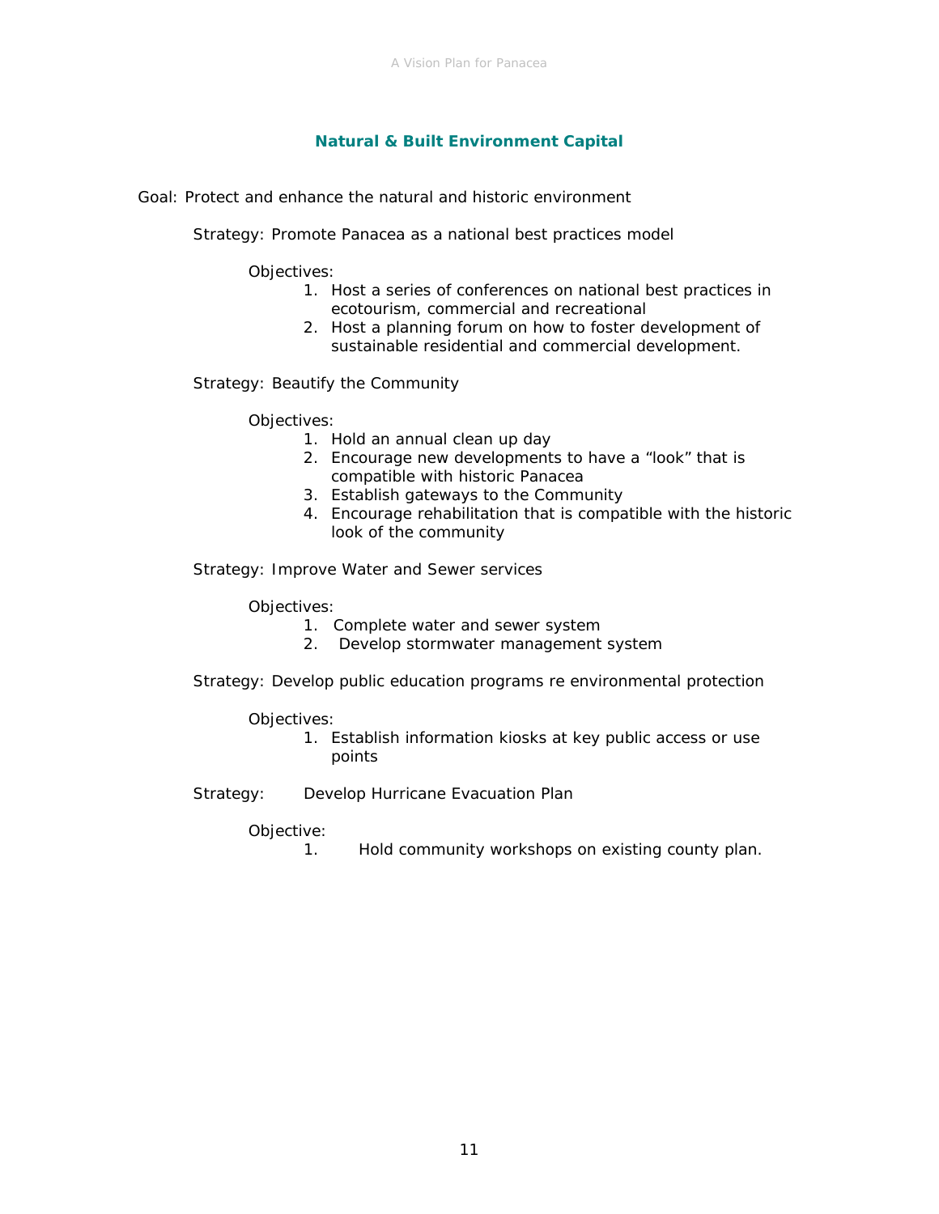## Natural & Built Environment Capital

Goal: Protect and enhance the natural and historic environment

Strategy: Promote Panacea as a national best practices model

Objectives:

1. Host a series of conferences on national best practices in ecotourism, commercial and recreational
2. Host a planning forum on how to foster development of sustainable residential and commercial development.

Strategy: Beautify the Community

Objectives:

1. Hold an annual clean up day
2. Encourage new developments to have a "look" that is compatible with historic Panacea
3. Establish gateways to the Community
4. Encourage rehabilitation that is compatible with the historic look of the community

Strategy: Improve Water and Sewer services

Objectives:

1. Complete water and sewer system
2. Develop stormwater management system

Strategy: Develop public education programs re environmental protection

Objectives:

1. Establish information kiosks at key public access or use points

Strategy: Develop Hurricane Evacuation Plan

Objective:

1. Hold community workshops on existing county plan.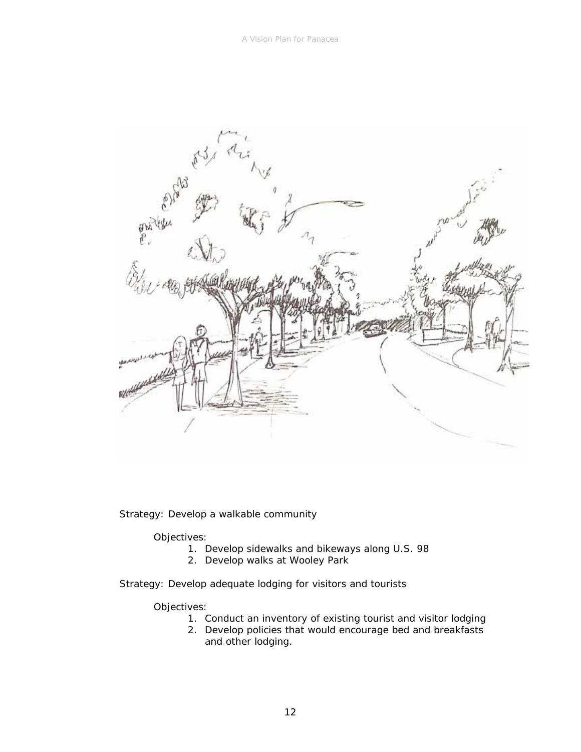Strategy: Develop a walkable community

Objectives:

1. Develop sidewalks and bikeways along U.S. 98
2. Develop walks at Wooley Park

Strategy: Develop adequate lodging for visitors and tourists

Objectives:

1. Conduct an inventory of existing tourist and visitor lodging
2. Develop policies that would encourage bed and breakfasts and other lodging.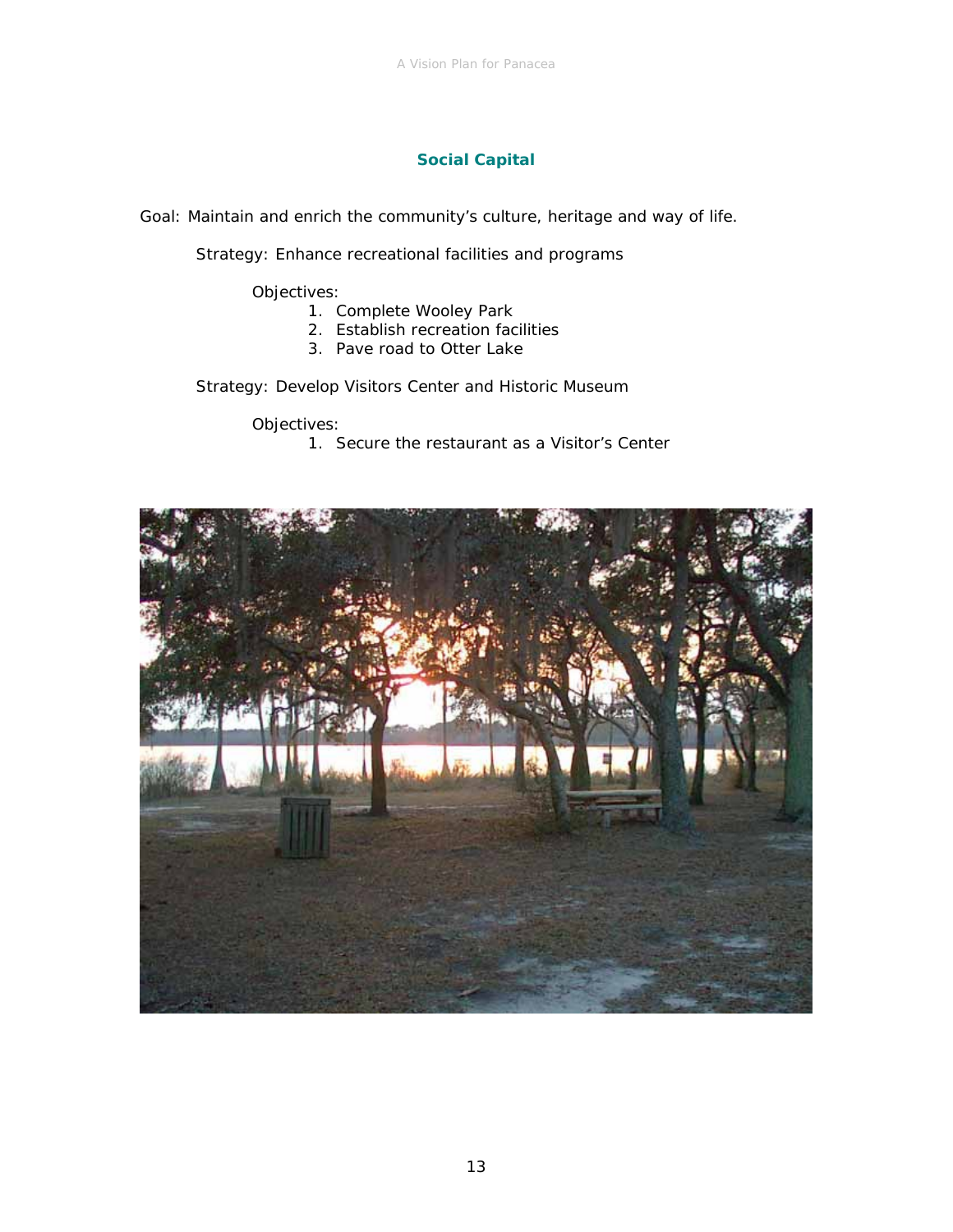## Social Capital

Goal: Maintain and enrich the community's culture, heritage and way of life.

Strategy: Enhance recreational facilities and programs

Objectives:

1. Complete Wooley Park
2. Establish recreation facilities
3. Pave road to Otter Lake

Strategy: Develop Visitors Center and Historic Museum

Objectives:

1. Secure the restaurant as a Visitor's Center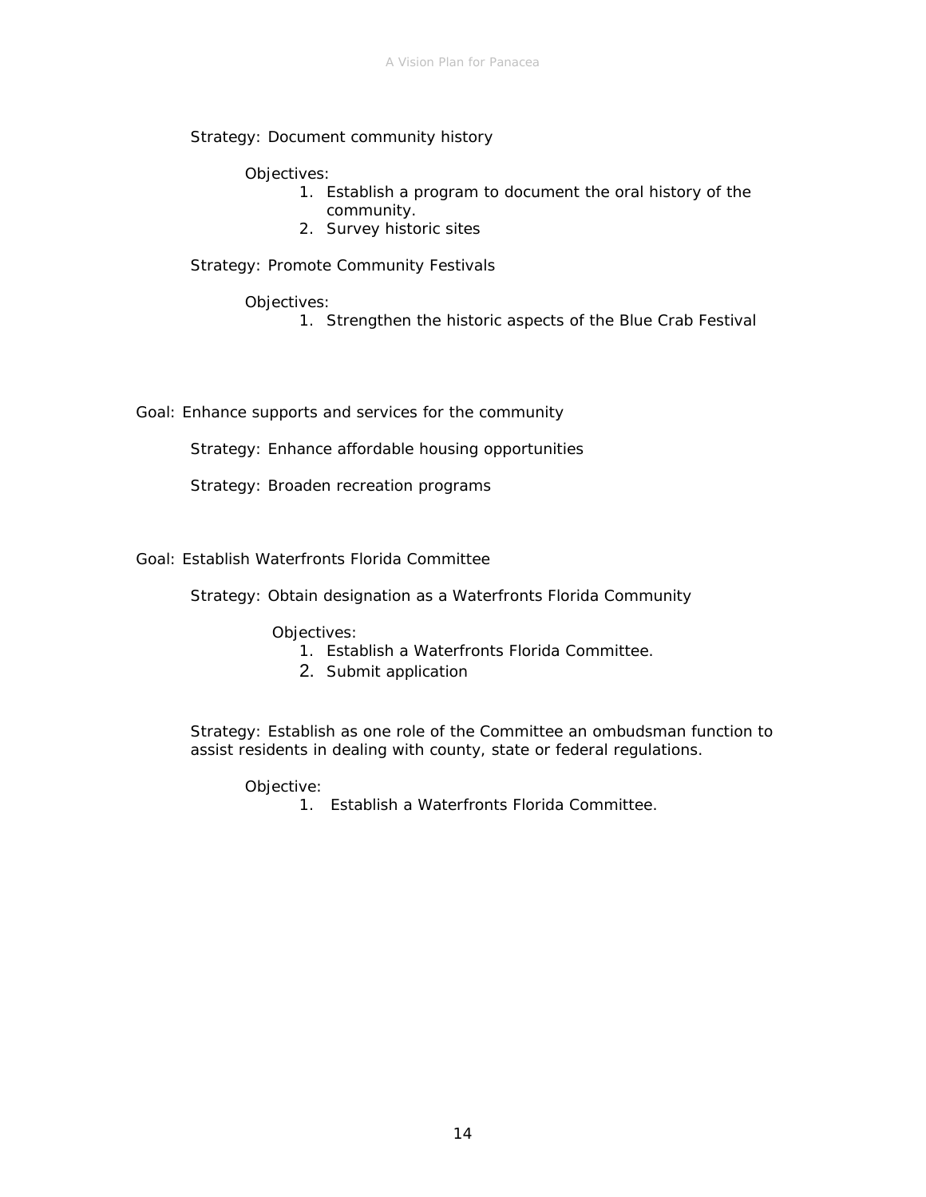Strategy: Document community history

Objectives:

1. Establish a program to document the oral history of the community.
2. Survey historic sites

Strategy: Promote Community Festivals

Objectives:

1. Strengthen the historic aspects of the Blue Crab Festival

Goal: Enhance supports and services for the community

Strategy: Enhance affordable housing opportunities

Strategy: Broaden recreation programs

Goal: Establish Waterfronts Florida Committee

Strategy: Obtain designation as a Waterfronts Florida Community

Objectives:

1. Establish a Waterfronts Florida Committee.
2. Submit application

Strategy: Establish as one role of the Committee an ombudsman function to assist residents in dealing with county, state or federal regulations.

Objective:

1. Establish a Waterfronts Florida Committee.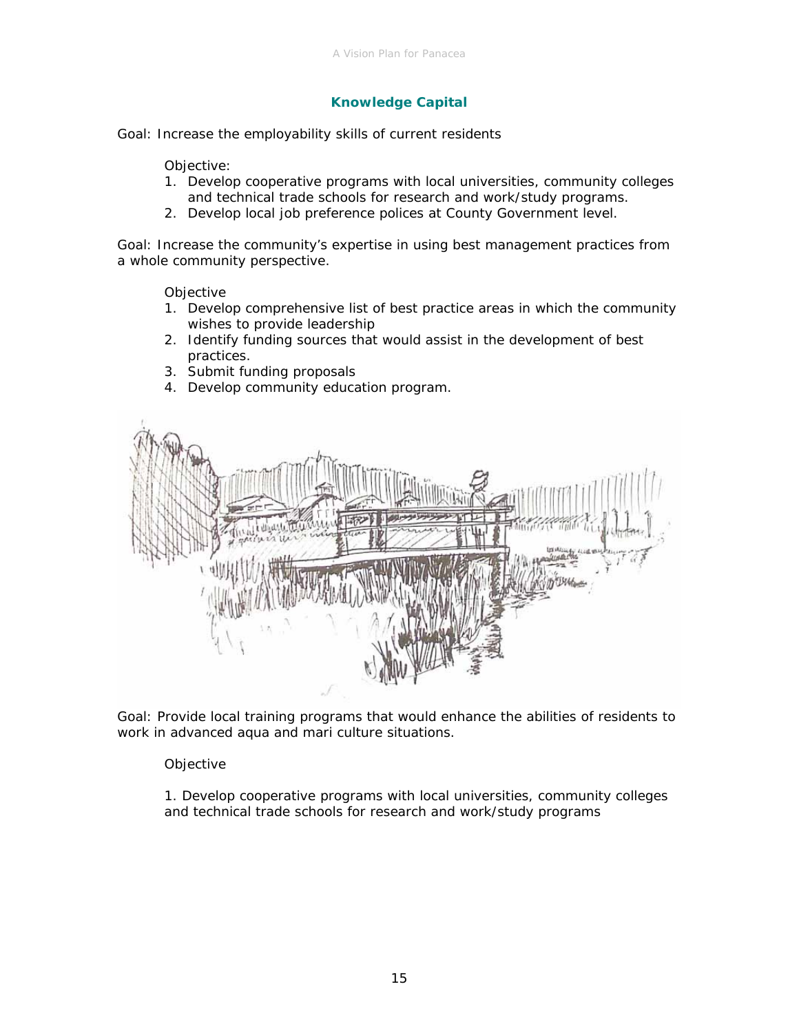## Knowledge Capital

Goal: Increase the employability skills of current residents

Objective:

1. Develop cooperative programs with local universities, community colleges and technical trade schools for research and work/study programs.
2. Develop local job preference polices at County Government level.

Goal: Increase the community's expertise in using best management practices from a whole community perspective.

Objective

1. Develop comprehensive list of best practice areas in which the community wishes to provide leadership
2. Identify funding sources that would assist in the development of best practices.
3. Submit funding proposals
4. Develop community education program.

Goal: Provide local training programs that would enhance the abilities of residents to work in advanced aqua and mari culture situations.

Objective

1. Develop cooperative programs with local universities, community colleges and technical trade schools for research and work/study programs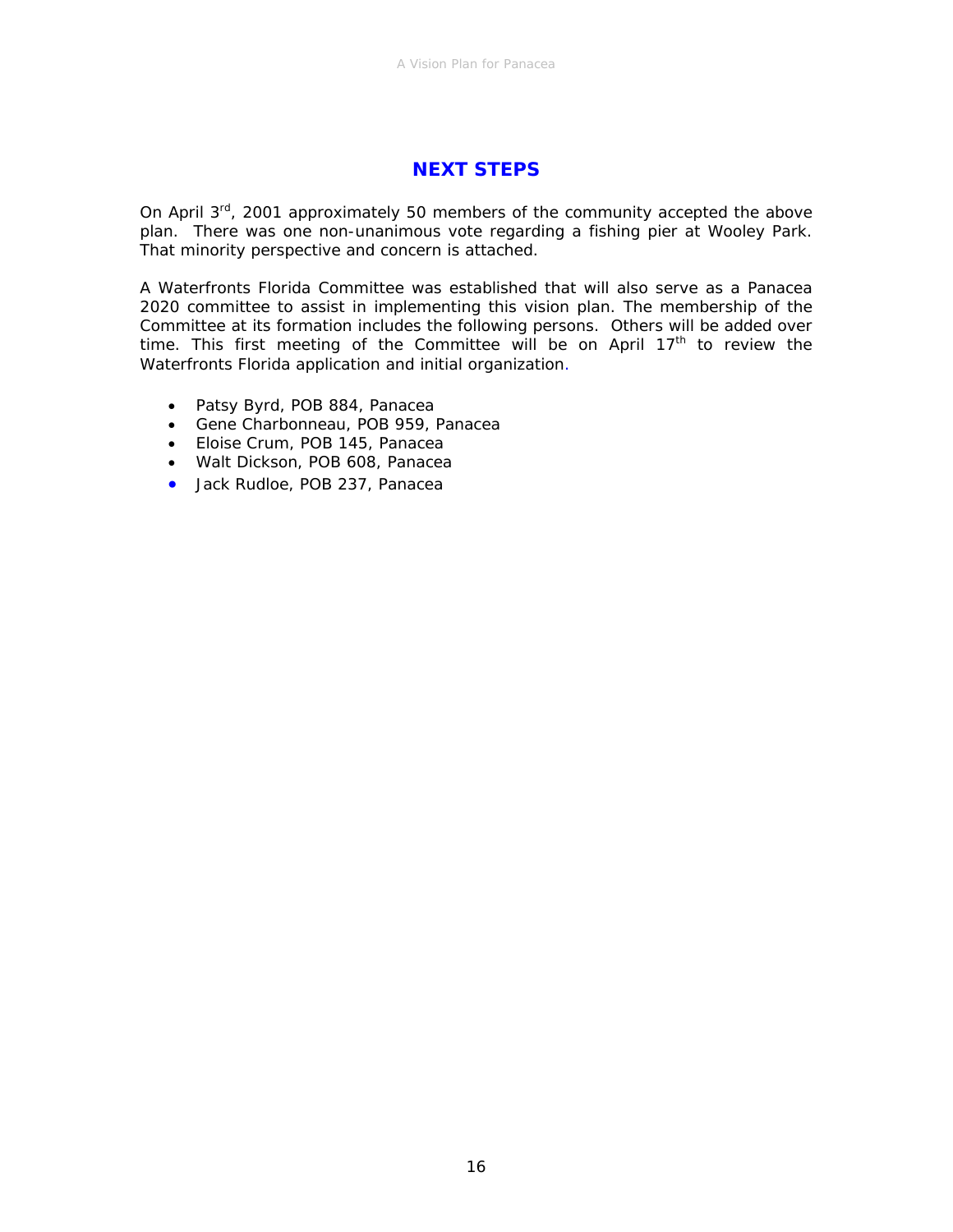## NEXT STEPS

On April 3rd, 2001 approximately 50 members of the community accepted the above plan. There was one non-unanimous vote regarding a fishing pier at Wooley Park. That minority perspective and concern is attached.

A Waterfronts Florida Committee was established that will also serve as a Panacea 2020 committee to assist in implementing this vision plan. The membership of the Committee at its formation includes the following persons. Others will be added over time. This first meeting of the Committee will be on April 17th to review the Waterfronts Florida application and initial organization.

- Patsy Byrd, POB 884, Panacea
- Gene Charbonneau, POB 959, Panacea
- Eloise Crum, POB 145, Panacea
- Walt Dickson, POB 608, Panacea
- Jack Rudloe, POB 237, Panacea